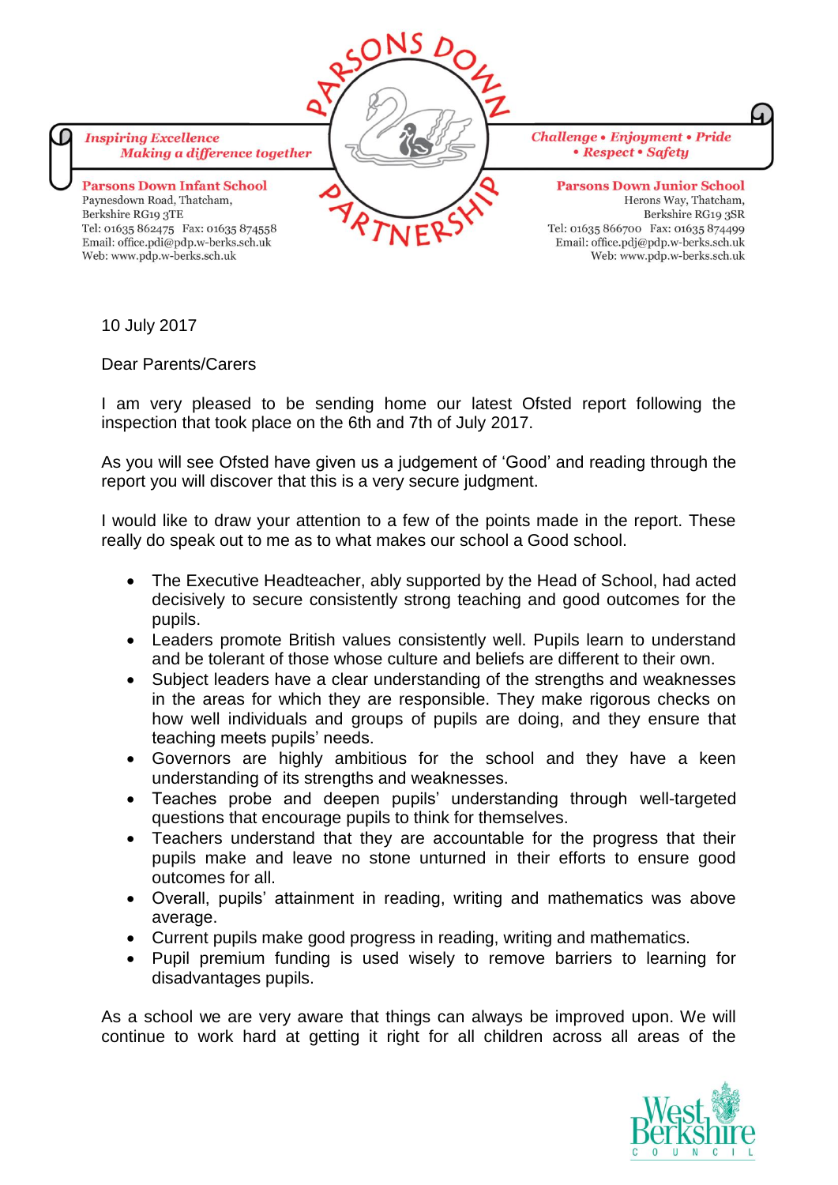**Parsons Down Partnership**

*Inspiring Excellence*
*Making a difference together*

*Challenge • Enjoyment • Pride • Respect • Safety*

**Parsons Down Infant School**
Paynesdown Road, Thatcham,
Berkshire RG19 3TE
Tel: 01635 862475 Fax: 01635 874558
Email: office.pdi@pdp.w-berks.sch.uk
Web: www.pdp.w-berks.sch.uk

**Parsons Down Junior School**
Herons Way, Thatcham,
Berkshire RG19 3SR
Tel: 01635 866700 Fax: 01635 874499
Email: office.pdj@pdp.w-berks.sch.uk
Web: www.pdp.w-berks.sch.uk

10 July 2017

Dear Parents/Carers

I am very pleased to be sending home our latest Ofsted report following the inspection that took place on the 6th and 7th of July 2017.

As you will see Ofsted have given us a judgement of 'Good' and reading through the report you will discover that this is a very secure judgment.

I would like to draw your attention to a few of the points made in the report. These really do speak out to me as to what makes our school a Good school.

- The Executive Headteacher, ably supported by the Head of School, had acted decisively to secure consistently strong teaching and good outcomes for the pupils.
- Leaders promote British values consistently well. Pupils learn to understand and be tolerant of those whose culture and beliefs are different to their own.
- Subject leaders have a clear understanding of the strengths and weaknesses in the areas for which they are responsible. They make rigorous checks on how well individuals and groups of pupils are doing, and they ensure that teaching meets pupils' needs.
- Governors are highly ambitious for the school and they have a keen understanding of its strengths and weaknesses.
- Teaches probe and deepen pupils' understanding through well-targeted questions that encourage pupils to think for themselves.
- Teachers understand that they are accountable for the progress that their pupils make and leave no stone unturned in their efforts to ensure good outcomes for all.
- Overall, pupils' attainment in reading, writing and mathematics was above average.
- Current pupils make good progress in reading, writing and mathematics.
- Pupil premium funding is used wisely to remove barriers to learning for disadvantages pupils.

As a school we are very aware that things can always be improved upon. We will continue to work hard at getting it right for all children across all areas of the

West Berkshire Council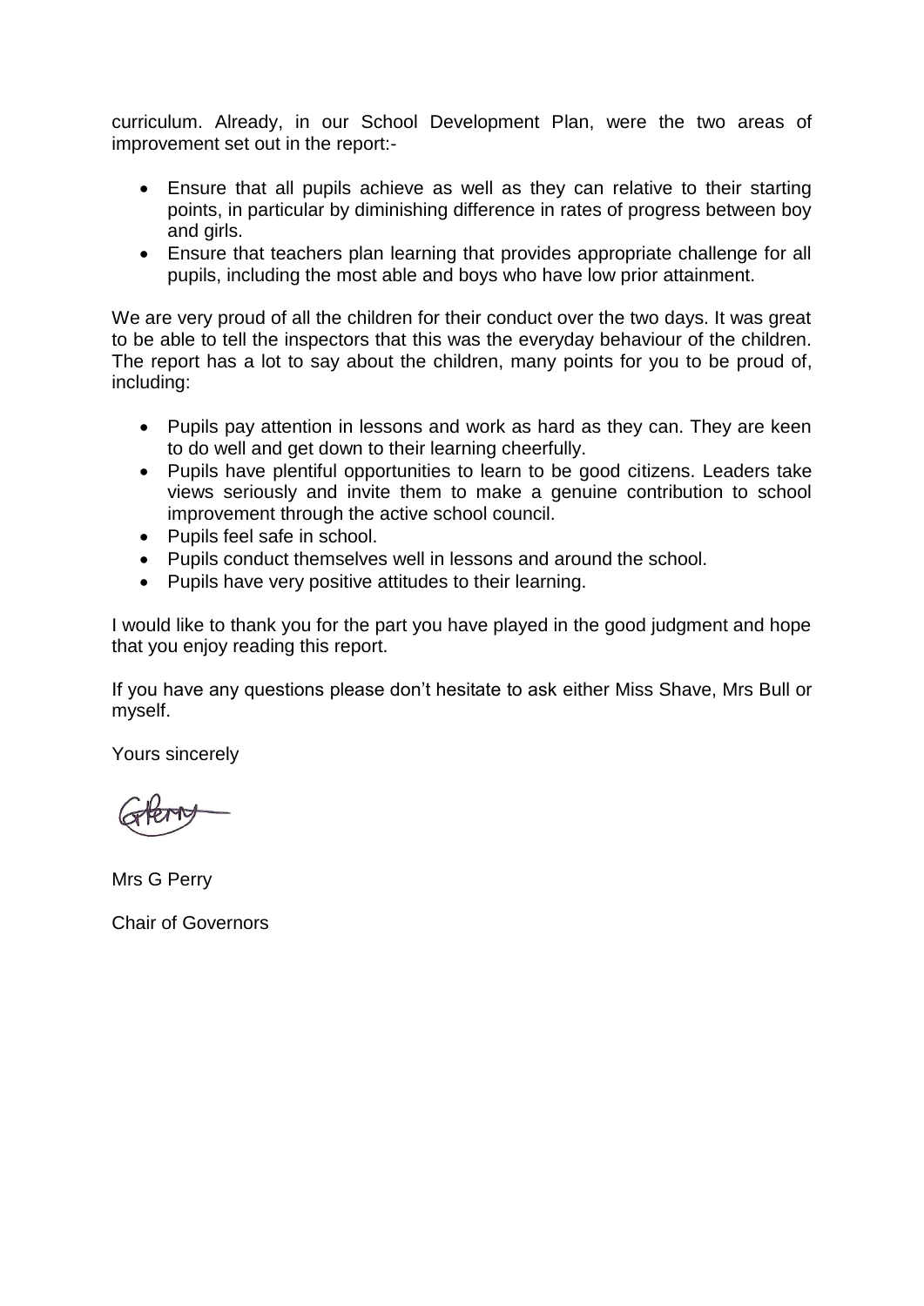curriculum. Already, in our School Development Plan, were the two areas of improvement set out in the report:-

- Ensure that all pupils achieve as well as they can relative to their starting points, in particular by diminishing difference in rates of progress between boy and girls.
- Ensure that teachers plan learning that provides appropriate challenge for all pupils, including the most able and boys who have low prior attainment.

We are very proud of all the children for their conduct over the two days. It was great to be able to tell the inspectors that this was the everyday behaviour of the children. The report has a lot to say about the children, many points for you to be proud of, including:

- Pupils pay attention in lessons and work as hard as they can. They are keen to do well and get down to their learning cheerfully.
- Pupils have plentiful opportunities to learn to be good citizens. Leaders take views seriously and invite them to make a genuine contribution to school improvement through the active school council.
- Pupils feel safe in school.
- Pupils conduct themselves well in lessons and around the school.
- Pupils have very positive attitudes to their learning.

I would like to thank you for the part you have played in the good judgment and hope that you enjoy reading this report.

If you have any questions please don't hesitate to ask either Miss Shave, Mrs Bull or myself.

Yours sincerely

GPerry

Mrs G Perry

Chair of Governors